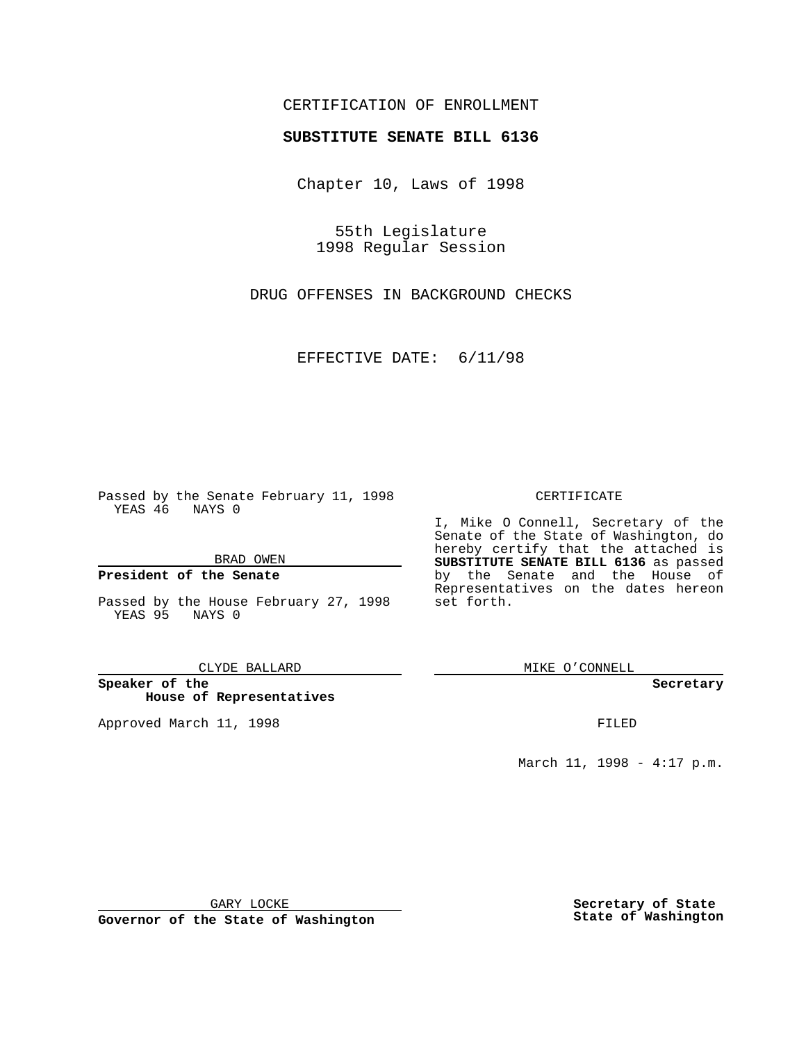CERTIFICATION OF ENROLLMENT

**SUBSTITUTE SENATE BILL 6136**

Chapter 10, Laws of 1998

55th Legislature
1998 Regular Session

DRUG OFFENSES IN BACKGROUND CHECKS

EFFECTIVE DATE: 6/11/98

Passed by the Senate February 11, 1998
YEAS 46 NAYS 0

BRAD OWEN

**President of the Senate**

Passed by the House February 27, 1998
YEAS 95 NAYS 0

CLYDE BALLARD

**Speaker of the House of Representatives**

Approved March 11, 1998

GARY LOCKE

**Governor of the State of Washington**

CERTIFICATE

I, Mike O Connell, Secretary of the Senate of the State of Washington, do hereby certify that the attached is **SUBSTITUTE SENATE BILL 6136** as passed by the Senate and the House of Representatives on the dates hereon set forth.

MIKE O'CONNELL

**Secretary**

FILED

March 11, 1998 - 4:17 p.m.

**Secretary of State State of Washington**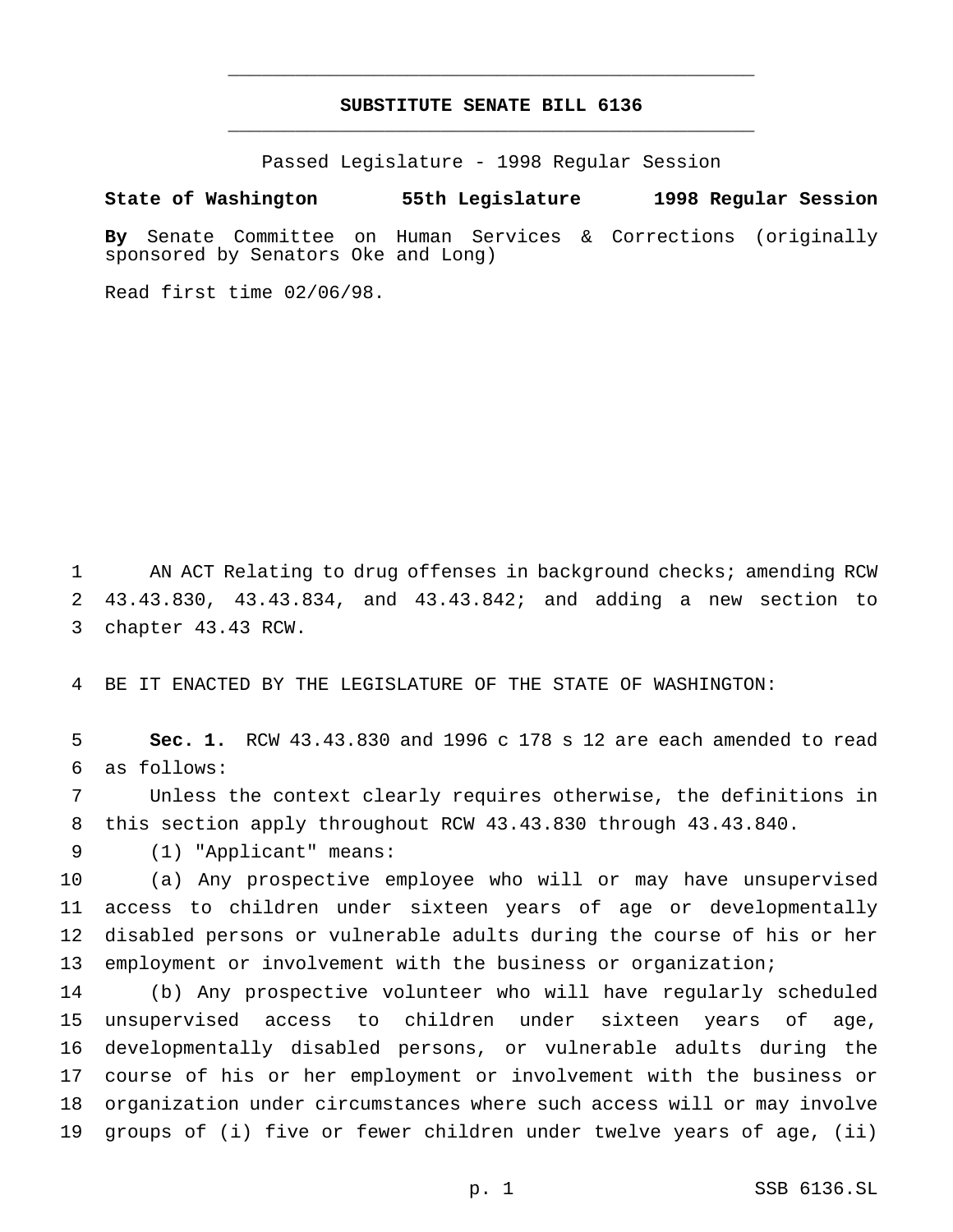# SUBSTITUTE SENATE BILL 6136

Passed Legislature - 1998 Regular Session

**State of Washington 55th Legislature 1998 Regular Session**

**By** Senate Committee on Human Services & Corrections (originally sponsored by Senators Oke and Long)

Read first time 02/06/98.

1 AN ACT Relating to drug offenses in background checks; amending RCW
2 43.43.830, 43.43.834, and 43.43.842; and adding a new section to
3 chapter 43.43 RCW.

4 BE IT ENACTED BY THE LEGISLATURE OF THE STATE OF WASHINGTON:

5 **Sec. 1.** RCW 43.43.830 and 1996 c 178 s 12 are each amended to read
6 as follows:

7 Unless the context clearly requires otherwise, the definitions in
8 this section apply throughout RCW 43.43.830 through 43.43.840.

9 (1) "Applicant" means:

10 (a) Any prospective employee who will or may have unsupervised
11 access to children under sixteen years of age or developmentally
12 disabled persons or vulnerable adults during the course of his or her
13 employment or involvement with the business or organization;

14 (b) Any prospective volunteer who will have regularly scheduled
15 unsupervised access to children under sixteen years of age,
16 developmentally disabled persons, or vulnerable adults during the
17 course of his or her employment or involvement with the business or
18 organization under circumstances where such access will or may involve
19 groups of (i) five or fewer children under twelve years of age, (ii)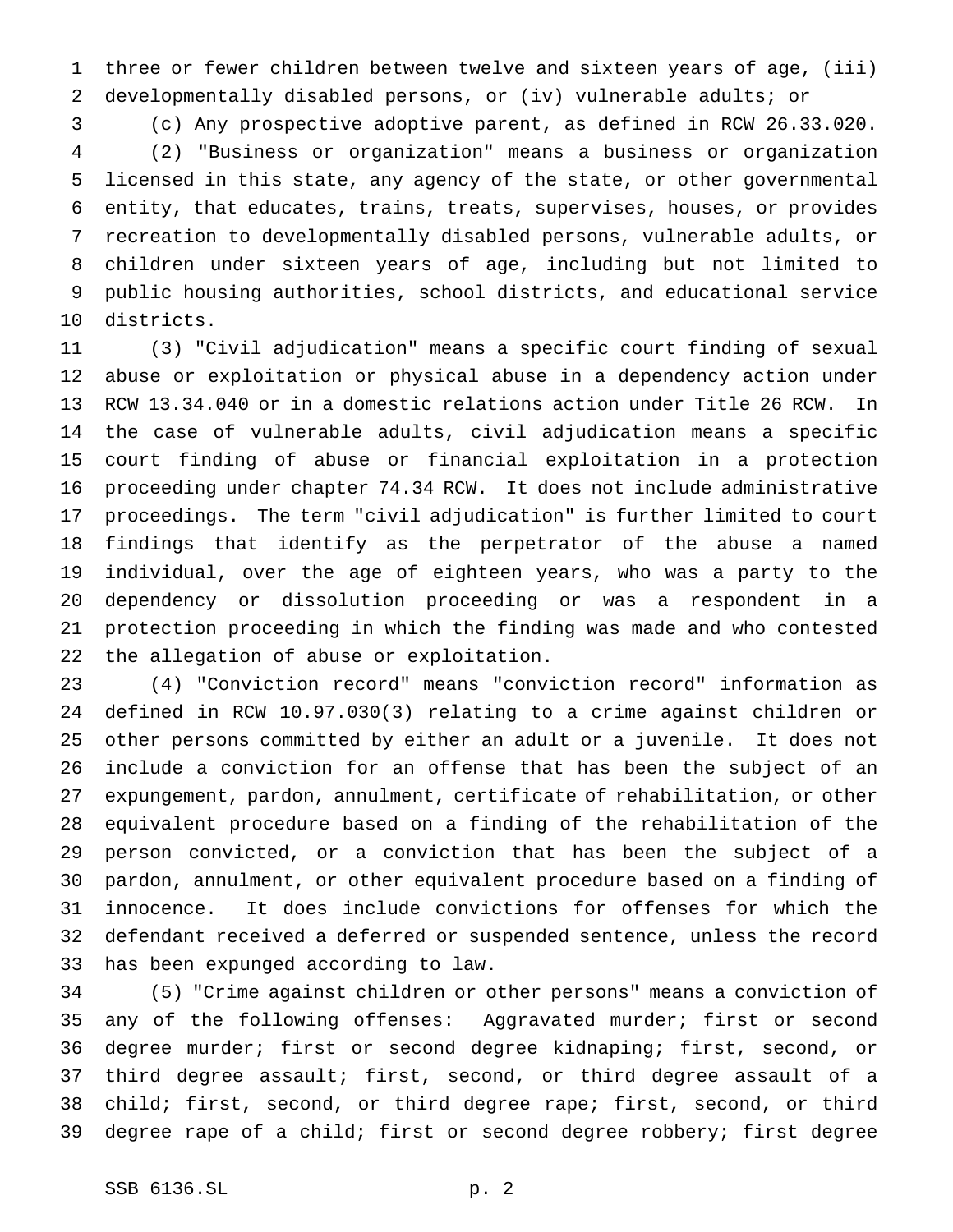three or fewer children between twelve and sixteen years of age, (iii) developmentally disabled persons, or (iv) vulnerable adults; or

(c) Any prospective adoptive parent, as defined in RCW 26.33.020.

(2) "Business or organization" means a business or organization licensed in this state, any agency of the state, or other governmental entity, that educates, trains, treats, supervises, houses, or provides recreation to developmentally disabled persons, vulnerable adults, or children under sixteen years of age, including but not limited to public housing authorities, school districts, and educational service districts.

(3) "Civil adjudication" means a specific court finding of sexual abuse or exploitation or physical abuse in a dependency action under RCW 13.34.040 or in a domestic relations action under Title 26 RCW. In the case of vulnerable adults, civil adjudication means a specific court finding of abuse or financial exploitation in a protection proceeding under chapter 74.34 RCW. It does not include administrative proceedings. The term "civil adjudication" is further limited to court findings that identify as the perpetrator of the abuse a named individual, over the age of eighteen years, who was a party to the dependency or dissolution proceeding or was a respondent in a protection proceeding in which the finding was made and who contested the allegation of abuse or exploitation.

(4) "Conviction record" means "conviction record" information as defined in RCW 10.97.030(3) relating to a crime against children or other persons committed by either an adult or a juvenile. It does not include a conviction for an offense that has been the subject of an expungement, pardon, annulment, certificate of rehabilitation, or other equivalent procedure based on a finding of the rehabilitation of the person convicted, or a conviction that has been the subject of a pardon, annulment, or other equivalent procedure based on a finding of innocence. It does include convictions for offenses for which the defendant received a deferred or suspended sentence, unless the record has been expunged according to law.

(5) "Crime against children or other persons" means a conviction of any of the following offenses: Aggravated murder; first or second degree murder; first or second degree kidnaping; first, second, or third degree assault; first, second, or third degree assault of a child; first, second, or third degree rape; first, second, or third degree rape of a child; first or second degree robbery; first degree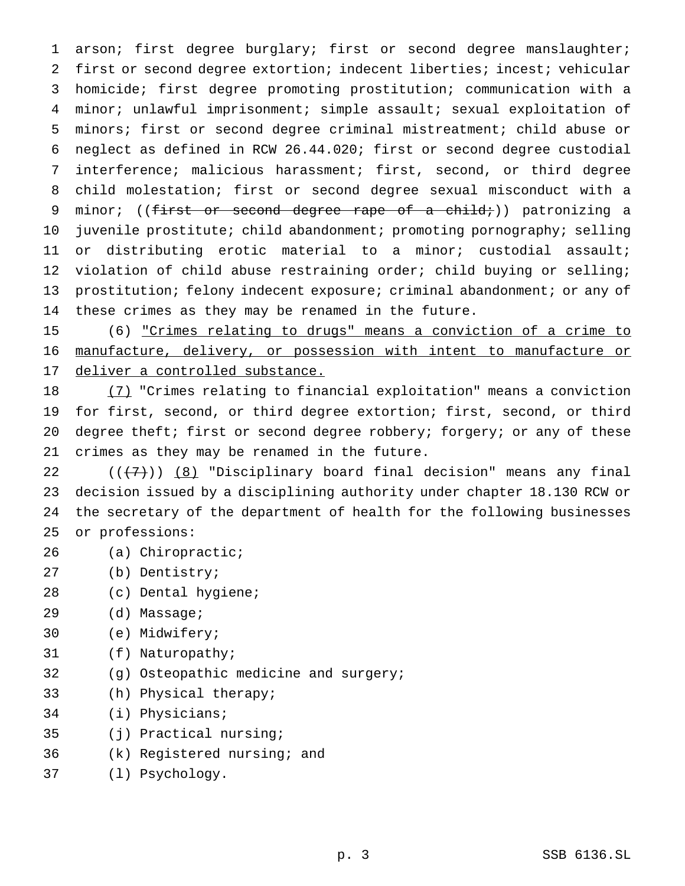arson; first degree burglary; first or second degree manslaughter; first or second degree extortion; indecent liberties; incest; vehicular homicide; first degree promoting prostitution; communication with a minor; unlawful imprisonment; simple assault; sexual exploitation of minors; first or second degree criminal mistreatment; child abuse or neglect as defined in RCW 26.44.020; first or second degree custodial interference; malicious harassment; first, second, or third degree child molestation; first or second degree sexual misconduct with a minor; ((~~first or second degree rape of a child;~~)) patronizing a juvenile prostitute; child abandonment; promoting pornography; selling or distributing erotic material to a minor; custodial assault; violation of child abuse restraining order; child buying or selling; prostitution; felony indecent exposure; criminal abandonment; or any of these crimes as they may be renamed in the future.

(6) <u>"Crimes relating to drugs" means a conviction of a crime to manufacture, delivery, or possession with intent to manufacture or deliver a controlled substance.</u>

<u>(7)</u> "Crimes relating to financial exploitation" means a conviction for first, second, or third degree extortion; first, second, or third degree theft; first or second degree robbery; forgery; or any of these crimes as they may be renamed in the future.

((~~(7)~~)) <u>(8)</u> "Disciplinary board final decision" means any final decision issued by a disciplining authority under chapter 18.130 RCW or the secretary of the department of health for the following businesses or professions:

(a) Chiropractic;

(b) Dentistry;

(c) Dental hygiene;

(d) Massage;

(e) Midwifery;

(f) Naturopathy;

(g) Osteopathic medicine and surgery;

(h) Physical therapy;

(i) Physicians;

(j) Practical nursing;

(k) Registered nursing; and

(l) Psychology.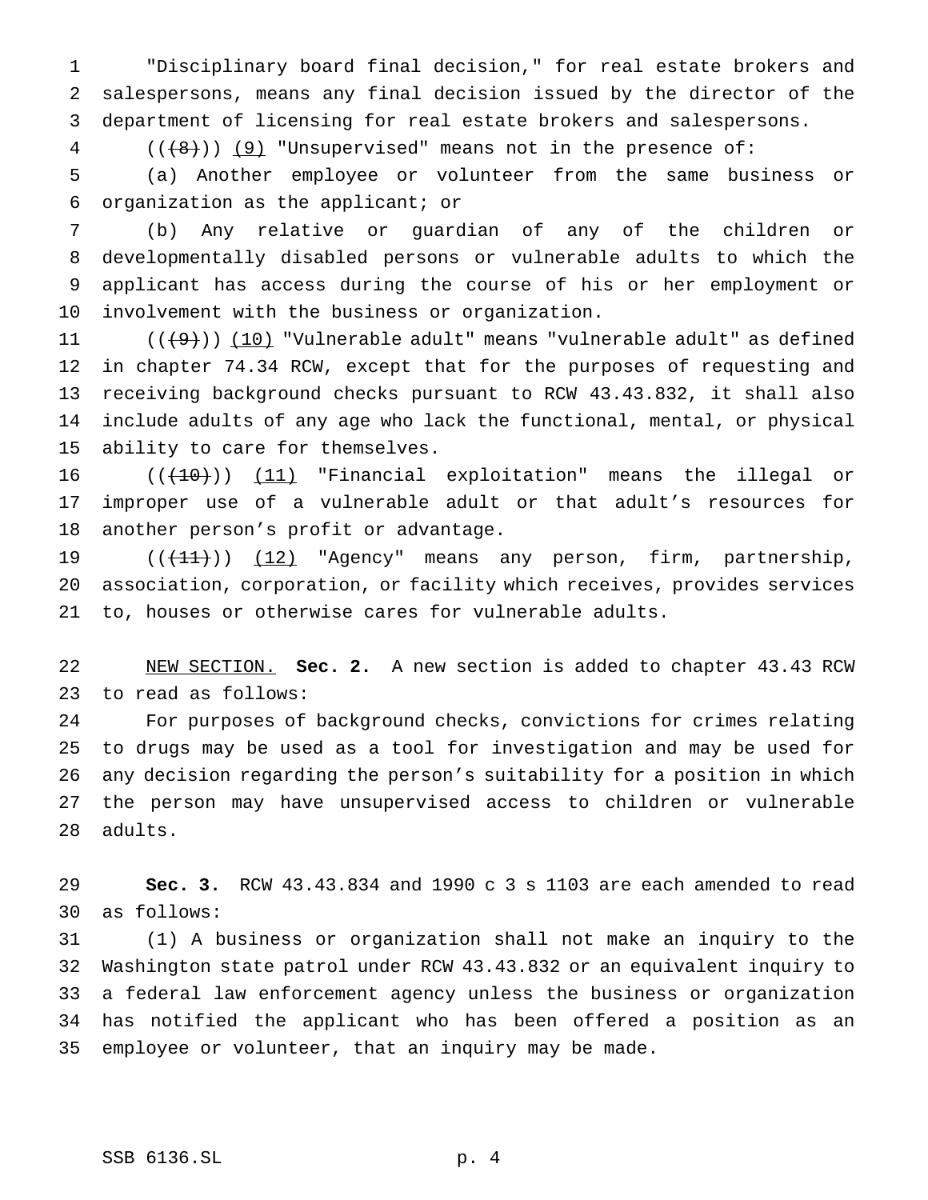"Disciplinary board final decision," for real estate brokers and salespersons, means any final decision issued by the director of the department of licensing for real estate brokers and salespersons.

(((8))) (9) "Unsupervised" means not in the presence of:

(a) Another employee or volunteer from the same business or organization as the applicant; or

(b) Any relative or guardian of any of the children or developmentally disabled persons or vulnerable adults to which the applicant has access during the course of his or her employment or involvement with the business or organization.

(((9))) (10) "Vulnerable adult" means "vulnerable adult" as defined in chapter 74.34 RCW, except that for the purposes of requesting and receiving background checks pursuant to RCW 43.43.832, it shall also include adults of any age who lack the functional, mental, or physical ability to care for themselves.

(((10))) (11) "Financial exploitation" means the illegal or improper use of a vulnerable adult or that adult's resources for another person's profit or advantage.

(((11))) (12) "Agency" means any person, firm, partnership, association, corporation, or facility which receives, provides services to, houses or otherwise cares for vulnerable adults.

NEW SECTION. **Sec. 2.** A new section is added to chapter 43.43 RCW to read as follows:

For purposes of background checks, convictions for crimes relating to drugs may be used as a tool for investigation and may be used for any decision regarding the person's suitability for a position in which the person may have unsupervised access to children or vulnerable adults.

**Sec. 3.** RCW 43.43.834 and 1990 c 3 s 1103 are each amended to read as follows:

(1) A business or organization shall not make an inquiry to the Washington state patrol under RCW 43.43.832 or an equivalent inquiry to a federal law enforcement agency unless the business or organization has notified the applicant who has been offered a position as an employee or volunteer, that an inquiry may be made.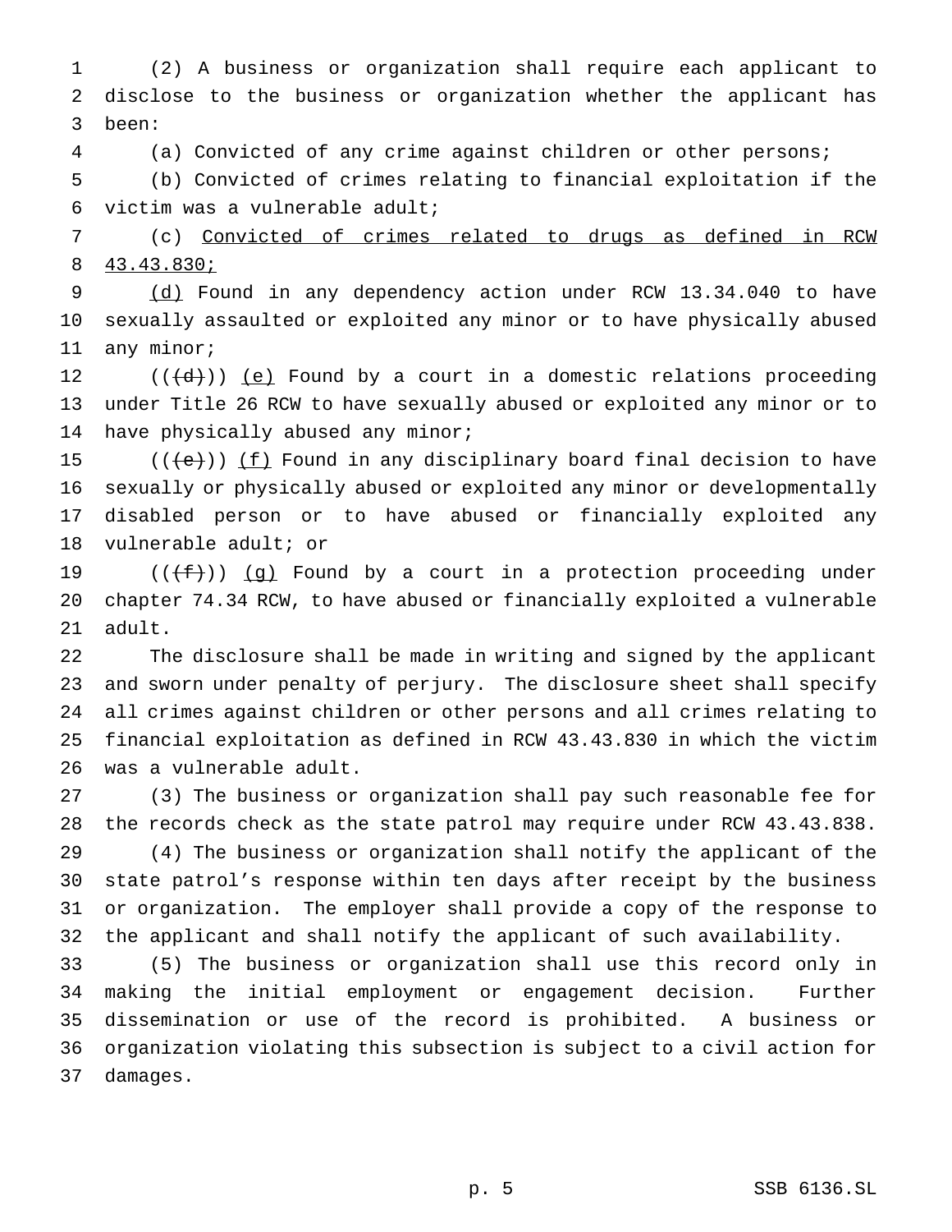(2) A business or organization shall require each applicant to disclose to the business or organization whether the applicant has been:

(a) Convicted of any crime against children or other persons;

(b) Convicted of crimes relating to financial exploitation if the victim was a vulnerable adult;

(c) Convicted of crimes related to drugs as defined in RCW 43.43.830;

(d) Found in any dependency action under RCW 13.34.040 to have sexually assaulted or exploited any minor or to have physically abused any minor;

(((d))) (e) Found by a court in a domestic relations proceeding under Title 26 RCW to have sexually abused or exploited any minor or to have physically abused any minor;

(((e))) (f) Found in any disciplinary board final decision to have sexually or physically abused or exploited any minor or developmentally disabled person or to have abused or financially exploited any vulnerable adult; or

(((f))) (g) Found by a court in a protection proceeding under chapter 74.34 RCW, to have abused or financially exploited a vulnerable adult.

The disclosure shall be made in writing and signed by the applicant and sworn under penalty of perjury. The disclosure sheet shall specify all crimes against children or other persons and all crimes relating to financial exploitation as defined in RCW 43.43.830 in which the victim was a vulnerable adult.

(3) The business or organization shall pay such reasonable fee for the records check as the state patrol may require under RCW 43.43.838.

(4) The business or organization shall notify the applicant of the state patrol's response within ten days after receipt by the business or organization. The employer shall provide a copy of the response to the applicant and shall notify the applicant of such availability.

(5) The business or organization shall use this record only in making the initial employment or engagement decision. Further dissemination or use of the record is prohibited. A business or organization violating this subsection is subject to a civil action for damages.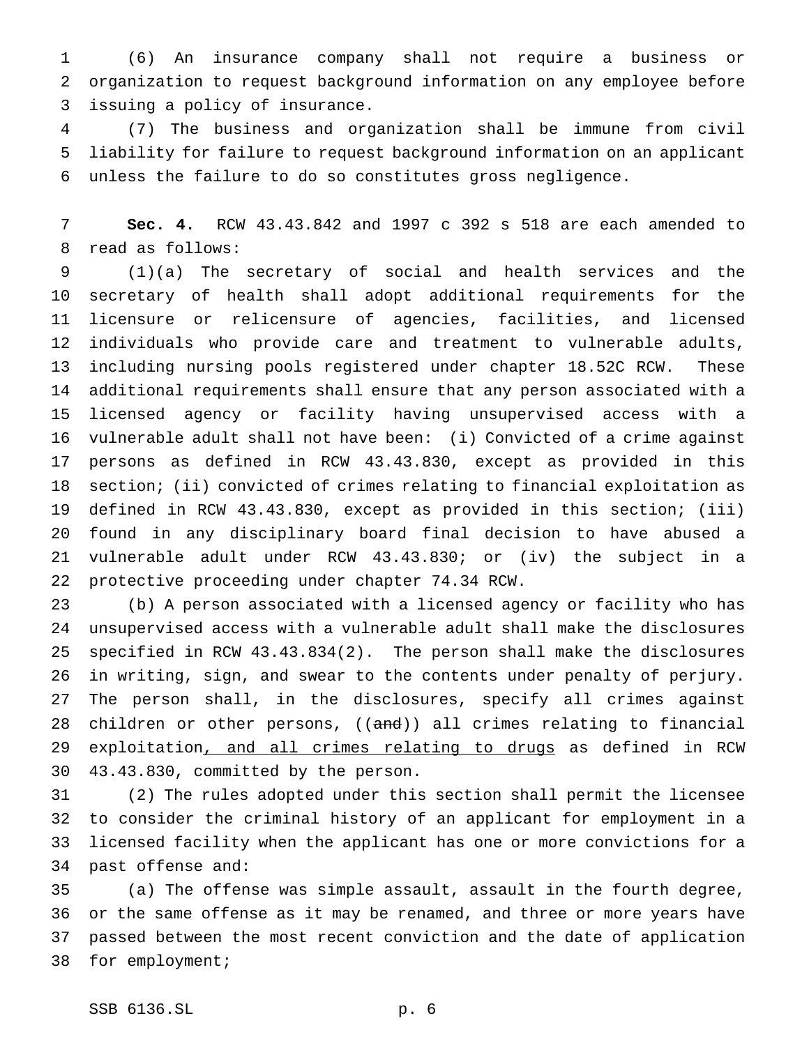(6) An insurance company shall not require a business or organization to request background information on any employee before issuing a policy of insurance.

(7) The business and organization shall be immune from civil liability for failure to request background information on an applicant unless the failure to do so constitutes gross negligence.

**Sec. 4.** RCW 43.43.842 and 1997 c 392 s 518 are each amended to read as follows:

(1)(a) The secretary of social and health services and the secretary of health shall adopt additional requirements for the licensure or relicensure of agencies, facilities, and licensed individuals who provide care and treatment to vulnerable adults, including nursing pools registered under chapter 18.52C RCW. These additional requirements shall ensure that any person associated with a licensed agency or facility having unsupervised access with a vulnerable adult shall not have been: (i) Convicted of a crime against persons as defined in RCW 43.43.830, except as provided in this section; (ii) convicted of crimes relating to financial exploitation as defined in RCW 43.43.830, except as provided in this section; (iii) found in any disciplinary board final decision to have abused a vulnerable adult under RCW 43.43.830; or (iv) the subject in a protective proceeding under chapter 74.34 RCW.

(b) A person associated with a licensed agency or facility who has unsupervised access with a vulnerable adult shall make the disclosures specified in RCW 43.43.834(2). The person shall make the disclosures in writing, sign, and swear to the contents under penalty of perjury. The person shall, in the disclosures, specify all crimes against children or other persons, ((~~and~~)) all crimes relating to financial exploitation<u>, and all crimes relating to drugs</u> as defined in RCW 43.43.830, committed by the person.

(2) The rules adopted under this section shall permit the licensee to consider the criminal history of an applicant for employment in a licensed facility when the applicant has one or more convictions for a past offense and:

(a) The offense was simple assault, assault in the fourth degree, or the same offense as it may be renamed, and three or more years have passed between the most recent conviction and the date of application for employment;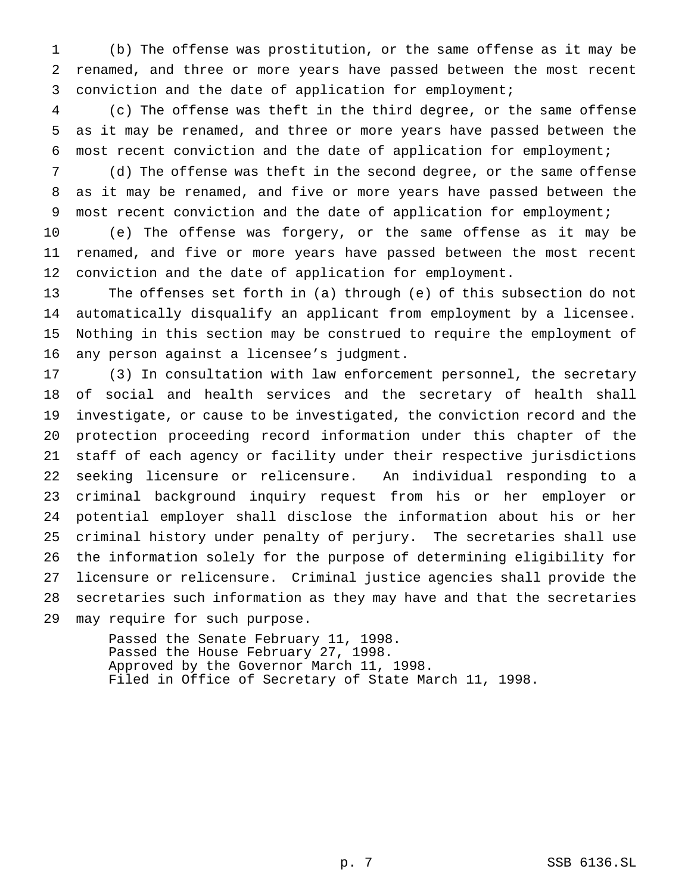(b) The offense was prostitution, or the same offense as it may be renamed, and three or more years have passed between the most recent conviction and the date of application for employment;

(c) The offense was theft in the third degree, or the same offense as it may be renamed, and three or more years have passed between the most recent conviction and the date of application for employment;

(d) The offense was theft in the second degree, or the same offense as it may be renamed, and five or more years have passed between the most recent conviction and the date of application for employment;

(e) The offense was forgery, or the same offense as it may be renamed, and five or more years have passed between the most recent conviction and the date of application for employment.

The offenses set forth in (a) through (e) of this subsection do not automatically disqualify an applicant from employment by a licensee. Nothing in this section may be construed to require the employment of any person against a licensee's judgment.

(3) In consultation with law enforcement personnel, the secretary of social and health services and the secretary of health shall investigate, or cause to be investigated, the conviction record and the protection proceeding record information under this chapter of the staff of each agency or facility under their respective jurisdictions seeking licensure or relicensure. An individual responding to a criminal background inquiry request from his or her employer or potential employer shall disclose the information about his or her criminal history under penalty of perjury. The secretaries shall use the information solely for the purpose of determining eligibility for licensure or relicensure. Criminal justice agencies shall provide the secretaries such information as they may have and that the secretaries may require for such purpose.

Passed the Senate February 11, 1998.
Passed the House February 27, 1998.
Approved by the Governor March 11, 1998.
Filed in Office of Secretary of State March 11, 1998.